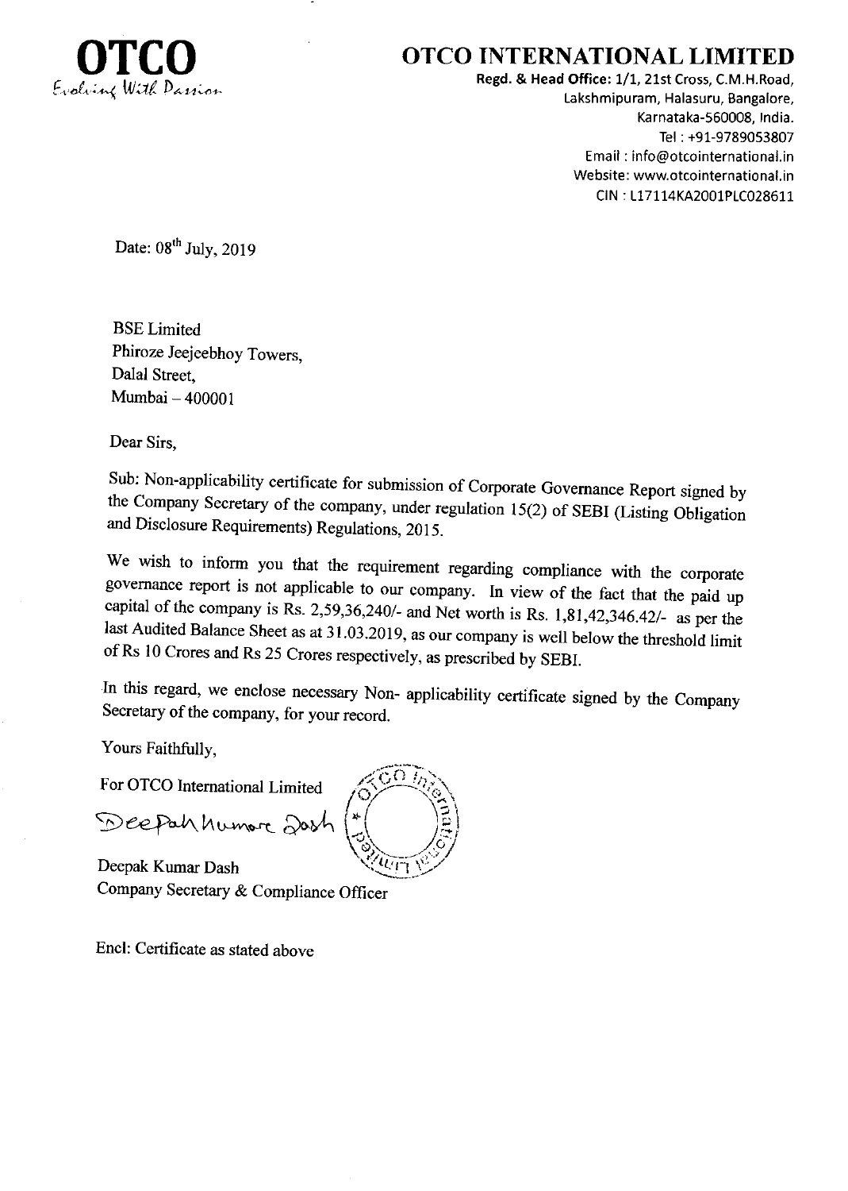**OTCO**
*Evolving With Passion*

# OTCO INTERNATIONAL LIMITED

**Regd. & Head Office:** 1/1, 21st Cross, C.M.H.Road,
Lakshmipuram, Halasuru, Bangalore,
Karnataka-560008, India.
Tel : +91-9789053807
Email : info@otcointernational.in
Website: www.otcointernational.in
CIN : L17114KA2001PLC028611

Date: 08th July, 2019

BSE Limited
Phiroze Jeejeebhoy Towers,
Dalal Street,
Mumbai – 400001

Dear Sirs,

Sub: Non-applicability certificate for submission of Corporate Governance Report signed by the Company Secretary of the company, under regulation 15(2) of SEBI (Listing Obligation and Disclosure Requirements) Regulations, 2015.

We wish to inform you that the requirement regarding compliance with the corporate governance report is not applicable to our company. In view of the fact that the paid up capital of the company is Rs. 2,59,36,240/- and Net worth is Rs. 1,81,42,346.42/- as per the last Audited Balance Sheet as at 31.03.2019, as our company is well below the threshold limit of Rs 10 Crores and Rs 25 Crores respectively, as prescribed by SEBI.

In this regard, we enclose necessary Non- applicability certificate signed by the Company Secretary of the company, for your record.

Yours Faithfully,

For OTCO International Limited

Deepak Kumar Dash
Company Secretary & Compliance Officer

Encl: Certificate as stated above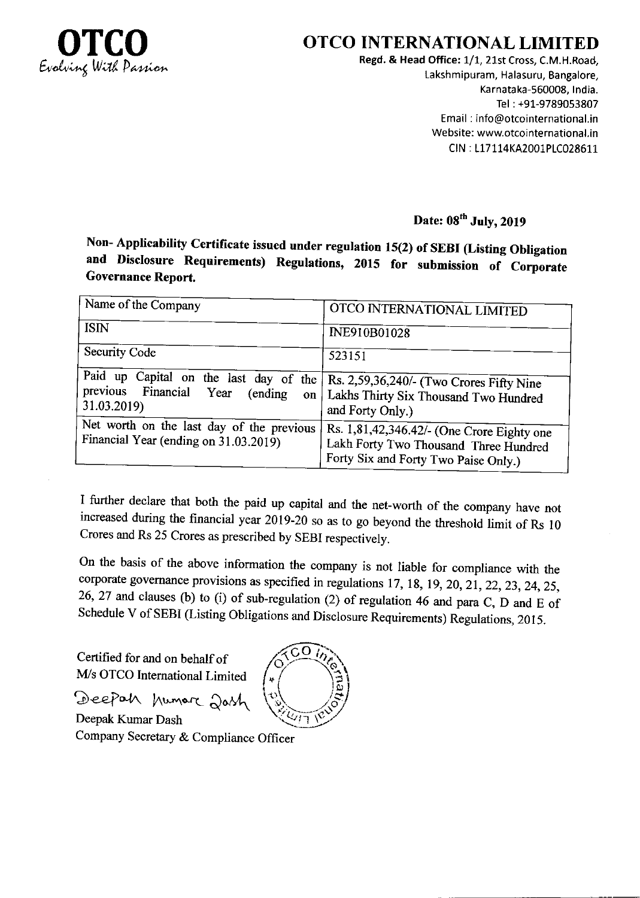**OTCO**
*Evolving With Passion*

# OTCO INTERNATIONAL LIMITED

**Regd. & Head Office:** 1/1, 21st Cross, C.M.H.Road,
Lakshmipuram, Halasuru, Bangalore,
Karnataka-560008, India.
Tel : +91-9789053807
Email : info@otcointernational.in
Website: www.otcointernational.in
CIN : L17114KA2001PLC028611

**Date: 08th July, 2019**

**Non- Applicability Certificate issued under regulation 15(2) of SEBI (Listing Obligation and Disclosure Requirements) Regulations, 2015 for submission of Corporate Governance Report.**

| | |
|---|---|
| Name of the Company | OTCO INTERNATIONAL LIMITED |
| ISIN | INE910B01028 |
| Security Code | 523151 |
| Paid up Capital on the last day of the previous Financial Year (ending on 31.03.2019) | Rs. 2,59,36,240/- (Two Crores Fifty Nine Lakhs Thirty Six Thousand Two Hundred and Forty Only.) |
| Net worth on the last day of the previous Financial Year (ending on 31.03.2019) | Rs. 1,81,42,346.42/- (One Crore Eighty one Lakh Forty Two Thousand Three Hundred Forty Six and Forty Two Paise Only.) |

I further declare that both the paid up capital and the net-worth of the company have not increased during the financial year 2019-20 so as to go beyond the threshold limit of Rs 10 Crores and Rs 25 Crores as prescribed by SEBI respectively.

On the basis of the above information the company is not liable for compliance with the corporate governance provisions as specified in regulations 17, 18, 19, 20, 21, 22, 23, 24, 25, 26, 27 and clauses (b) to (i) of sub-regulation (2) of regulation 46 and para C, D and E of Schedule V of SEBI (Listing Obligations and Disclosure Requirements) Regulations, 2015.

Certified for and on behalf of
M/s OTCO International Limited

Deepak Kumar Dash

Deepak Kumar Dash
Company Secretary & Compliance Officer